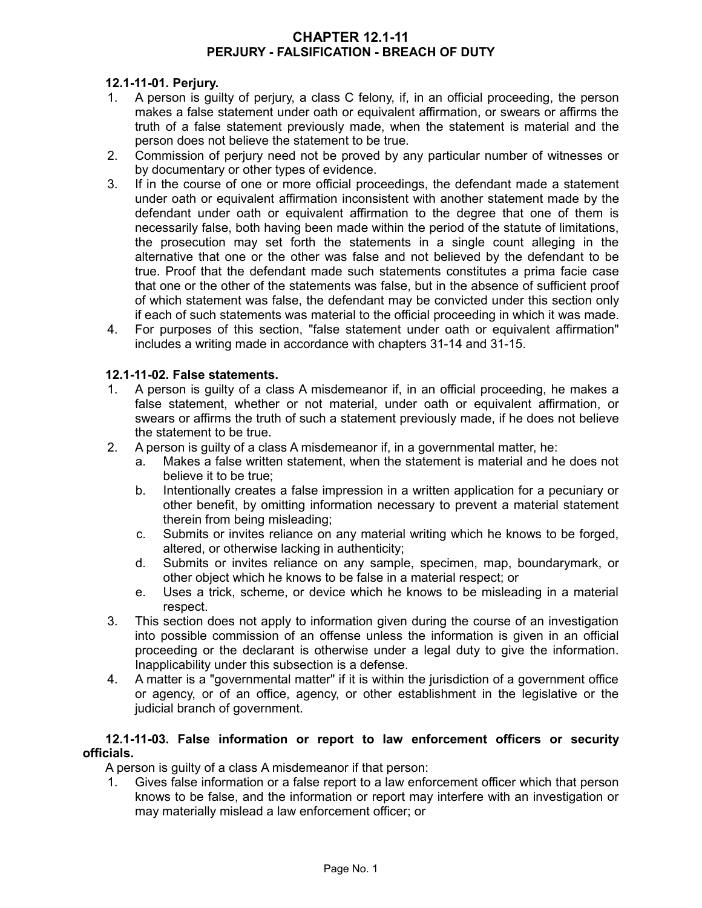# CHAPTER 12.1-11
## PERJURY - FALSIFICATION - BREACH OF DUTY

### 12.1-11-01. Perjury.

1. A person is guilty of perjury, a class C felony, if, in an official proceeding, the person makes a false statement under oath or equivalent affirmation, or swears or affirms the truth of a false statement previously made, when the statement is material and the person does not believe the statement to be true.
2. Commission of perjury need not be proved by any particular number of witnesses or by documentary or other types of evidence.
3. If in the course of one or more official proceedings, the defendant made a statement under oath or equivalent affirmation inconsistent with another statement made by the defendant under oath or equivalent affirmation to the degree that one of them is necessarily false, both having been made within the period of the statute of limitations, the prosecution may set forth the statements in a single count alleging in the alternative that one or the other was false and not believed by the defendant to be true. Proof that the defendant made such statements constitutes a prima facie case that one or the other of the statements was false, but in the absence of sufficient proof of which statement was false, the defendant may be convicted under this section only if each of such statements was material to the official proceeding in which it was made.
4. For purposes of this section, "false statement under oath or equivalent affirmation" includes a writing made in accordance with chapters 31-14 and 31-15.

### 12.1-11-02. False statements.

1. A person is guilty of a class A misdemeanor if, in an official proceeding, he makes a false statement, whether or not material, under oath or equivalent affirmation, or swears or affirms the truth of such a statement previously made, if he does not believe the statement to be true.
2. A person is guilty of a class A misdemeanor if, in a governmental matter, he:
   a. Makes a false written statement, when the statement is material and he does not believe it to be true;
   b. Intentionally creates a false impression in a written application for a pecuniary or other benefit, by omitting information necessary to prevent a material statement therein from being misleading;
   c. Submits or invites reliance on any material writing which he knows to be forged, altered, or otherwise lacking in authenticity;
   d. Submits or invites reliance on any sample, specimen, map, boundarymark, or other object which he knows to be false in a material respect; or
   e. Uses a trick, scheme, or device which he knows to be misleading in a material respect.
3. This section does not apply to information given during the course of an investigation into possible commission of an offense unless the information is given in an official proceeding or the declarant is otherwise under a legal duty to give the information. Inapplicability under this subsection is a defense.
4. A matter is a "governmental matter" if it is within the jurisdiction of a government office or agency, or of an office, agency, or other establishment in the legislative or the judicial branch of government.

### 12.1-11-03. False information or report to law enforcement officers or security officials.

A person is guilty of a class A misdemeanor if that person:

1. Gives false information or a false report to a law enforcement officer which that person knows to be false, and the information or report may interfere with an investigation or may materially mislead a law enforcement officer; or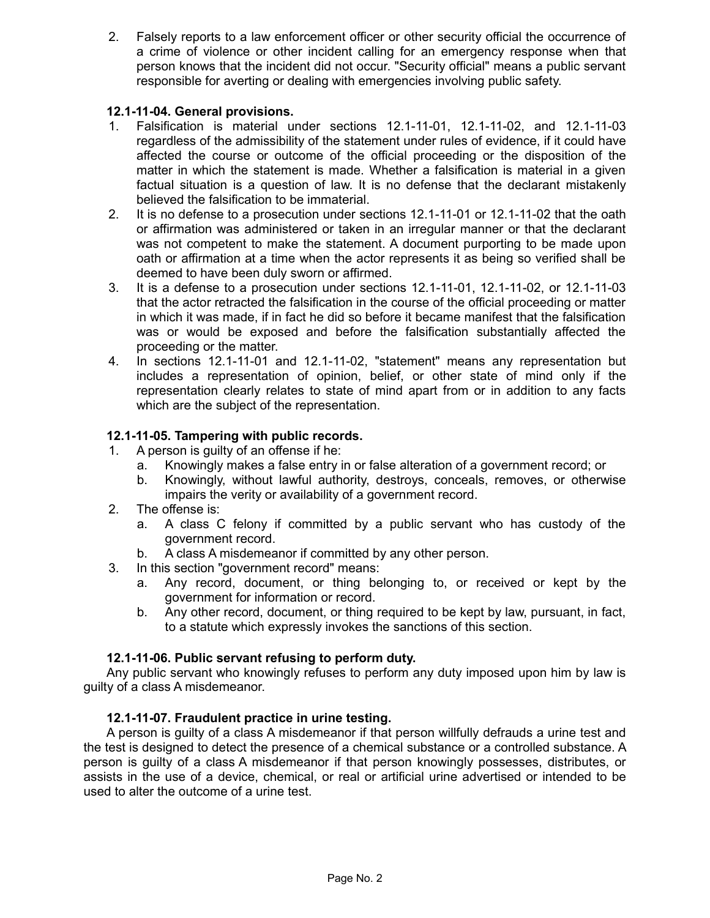2. Falsely reports to a law enforcement officer or other security official the occurrence of a crime of violence or other incident calling for an emergency response when that person knows that the incident did not occur. "Security official" means a public servant responsible for averting or dealing with emergencies involving public safety.

**12.1-11-04. General provisions.**

1. Falsification is material under sections 12.1-11-01, 12.1-11-02, and 12.1-11-03 regardless of the admissibility of the statement under rules of evidence, if it could have affected the course or outcome of the official proceeding or the disposition of the matter in which the statement is made. Whether a falsification is material in a given factual situation is a question of law. It is no defense that the declarant mistakenly believed the falsification to be immaterial.
2. It is no defense to a prosecution under sections 12.1-11-01 or 12.1-11-02 that the oath or affirmation was administered or taken in an irregular manner or that the declarant was not competent to make the statement. A document purporting to be made upon oath or affirmation at a time when the actor represents it as being so verified shall be deemed to have been duly sworn or affirmed.
3. It is a defense to a prosecution under sections 12.1-11-01, 12.1-11-02, or 12.1-11-03 that the actor retracted the falsification in the course of the official proceeding or matter in which it was made, if in fact he did so before it became manifest that the falsification was or would be exposed and before the falsification substantially affected the proceeding or the matter.
4. In sections 12.1-11-01 and 12.1-11-02, "statement" means any representation but includes a representation of opinion, belief, or other state of mind only if the representation clearly relates to state of mind apart from or in addition to any facts which are the subject of the representation.

**12.1-11-05. Tampering with public records.**

1. A person is guilty of an offense if he:
   a. Knowingly makes a false entry in or false alteration of a government record; or
   b. Knowingly, without lawful authority, destroys, conceals, removes, or otherwise impairs the verity or availability of a government record.
2. The offense is:
   a. A class C felony if committed by a public servant who has custody of the government record.
   b. A class A misdemeanor if committed by any other person.
3. In this section "government record" means:
   a. Any record, document, or thing belonging to, or received or kept by the government for information or record.
   b. Any other record, document, or thing required to be kept by law, pursuant, in fact, to a statute which expressly invokes the sanctions of this section.

**12.1-11-06. Public servant refusing to perform duty.**

Any public servant who knowingly refuses to perform any duty imposed upon him by law is guilty of a class A misdemeanor.

**12.1-11-07. Fraudulent practice in urine testing.**

A person is guilty of a class A misdemeanor if that person willfully defrauds a urine test and the test is designed to detect the presence of a chemical substance or a controlled substance. A person is guilty of a class A misdemeanor if that person knowingly possesses, distributes, or assists in the use of a device, chemical, or real or artificial urine advertised or intended to be used to alter the outcome of a urine test.